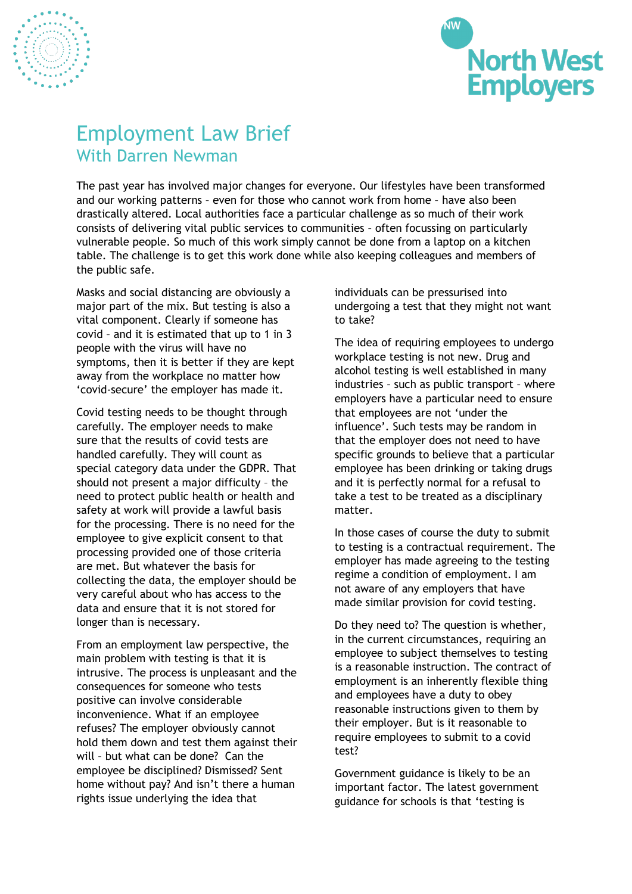# Employment Law Brief

## With Darren Newman

The past year has involved major changes for everyone. Our lifestyles have been transformed and our working patterns – even for those who cannot work from home – have also been drastically altered. Local authorities face a particular challenge as so much of their work consists of delivering vital public services to communities – often focussing on particularly vulnerable people. So much of this work simply cannot be done from a laptop on a kitchen table. The challenge is to get this work done while also keeping colleagues and members of the public safe.

Masks and social distancing are obviously a major part of the mix. But testing is also a vital component. Clearly if someone has covid – and it is estimated that up to 1 in 3 people with the virus will have no symptoms, then it is better if they are kept away from the workplace no matter how 'covid-secure' the employer has made it.

Covid testing needs to be thought through carefully. The employer needs to make sure that the results of covid tests are handled carefully. They will count as special category data under the GDPR. That should not present a major difficulty – the need to protect public health or health and safety at work will provide a lawful basis for the processing. There is no need for the employee to give explicit consent to that processing provided one of those criteria are met. But whatever the basis for collecting the data, the employer should be very careful about who has access to the data and ensure that it is not stored for longer than is necessary.

From an employment law perspective, the main problem with testing is that it is intrusive. The process is unpleasant and the consequences for someone who tests positive can involve considerable inconvenience. What if an employee refuses? The employer obviously cannot hold them down and test them against their will – but what can be done? Can the employee be disciplined? Dismissed? Sent home without pay? And isn't there a human rights issue underlying the idea that individuals can be pressurised into undergoing a test that they might not want to take?

The idea of requiring employees to undergo workplace testing is not new. Drug and alcohol testing is well established in many industries – such as public transport – where employers have a particular need to ensure that employees are not 'under the influence'. Such tests may be random in that the employer does not need to have specific grounds to believe that a particular employee has been drinking or taking drugs and it is perfectly normal for a refusal to take a test to be treated as a disciplinary matter.

In those cases of course the duty to submit to testing is a contractual requirement. The employer has made agreeing to the testing regime a condition of employment. I am not aware of any employers that have made similar provision for covid testing.

Do they need to? The question is whether, in the current circumstances, requiring an employee to subject themselves to testing is a reasonable instruction. The contract of employment is an inherently flexible thing and employees have a duty to obey reasonable instructions given to them by their employer. But is it reasonable to require employees to submit to a covid test?

Government guidance is likely to be an important factor. The latest government guidance for schools is that 'testing is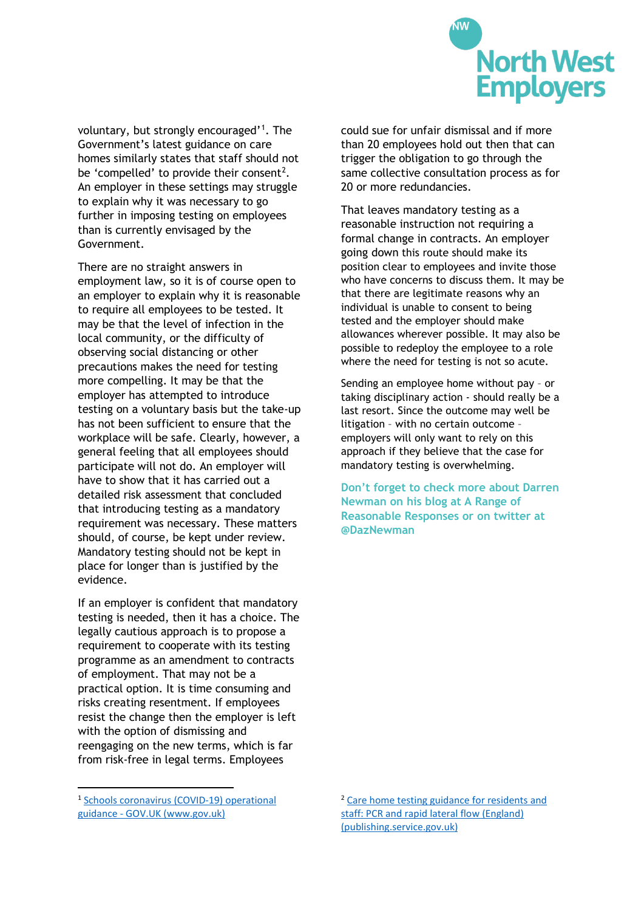voluntary, but strongly encouraged'[1]. The Government's latest guidance on care homes similarly states that staff should not be 'compelled' to provide their consent[2]. An employer in these settings may struggle to explain why it was necessary to go further in imposing testing on employees than is currently envisaged by the Government.

There are no straight answers in employment law, so it is of course open to an employer to explain why it is reasonable to require all employees to be tested. It may be that the level of infection in the local community, or the difficulty of observing social distancing or other precautions makes the need for testing more compelling. It may be that the employer has attempted to introduce testing on a voluntary basis but the take-up has not been sufficient to ensure that the workplace will be safe. Clearly, however, a general feeling that all employees should participate will not do. An employer will have to show that it has carried out a detailed risk assessment that concluded that introducing testing as a mandatory requirement was necessary. These matters should, of course, be kept under review. Mandatory testing should not be kept in place for longer than is justified by the evidence.

If an employer is confident that mandatory testing is needed, then it has a choice. The legally cautious approach is to propose a requirement to cooperate with its testing programme as an amendment to contracts of employment. That may not be a practical option. It is time consuming and risks creating resentment. If employees resist the change then the employer is left with the option of dismissing and reengaging on the new terms, which is far from risk-free in legal terms. Employees could sue for unfair dismissal and if more than 20 employees hold out then that can trigger the obligation to go through the same collective consultation process as for 20 or more redundancies.

That leaves mandatory testing as a reasonable instruction not requiring a formal change in contracts. An employer going down this route should make its position clear to employees and invite those who have concerns to discuss them. It may be that there are legitimate reasons why an individual is unable to consent to being tested and the employer should make allowances wherever possible. It may also be possible to redeploy the employee to a role where the need for testing is not so acute.

Sending an employee home without pay – or taking disciplinary action - should really be a last resort. Since the outcome may well be litigation – with no certain outcome – employers will only want to rely on this approach if they believe that the case for mandatory testing is overwhelming.

**Don't forget to check more about Darren Newman on his blog at A Range of Reasonable Responses or on twitter at @DazNewman**

[1] Schools coronavirus (COVID-19) operational guidance - GOV.UK (www.gov.uk)

[2] Care home testing guidance for residents and staff: PCR and rapid lateral flow (England) (publishing.service.gov.uk)